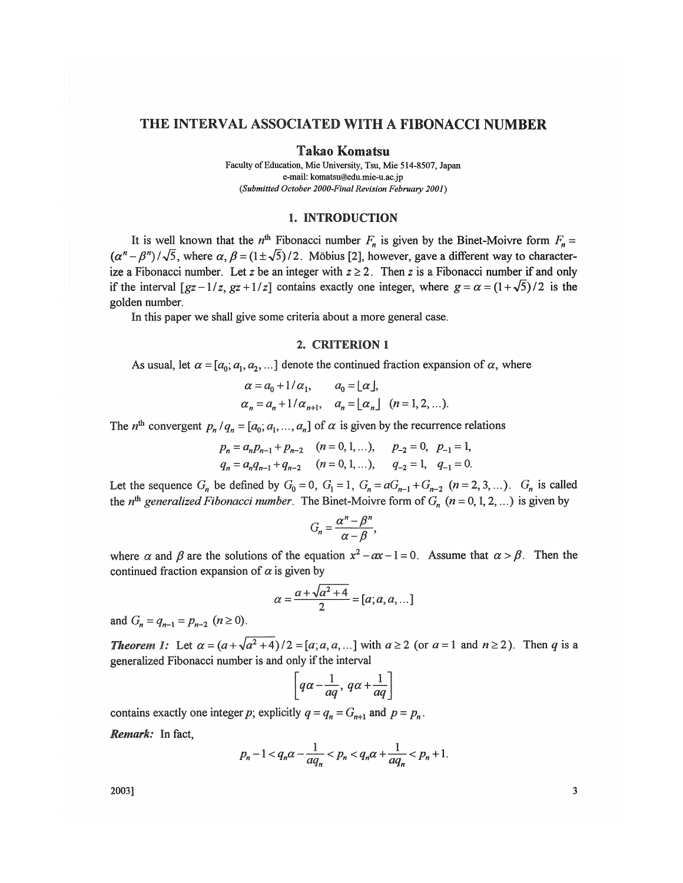# THE INTERVAL ASSOCIATED WITH A FIBONACCI NUMBER

**Takao Komatsu**

Faculty of Education, Mie University, Tsu, Mie 514-8507, Japan
e-mail: komatsu@edu.mie-u.ac.jp
*(Submitted October 2000-Final Revision February 2001)*

## 1. INTRODUCTION

It is well known that the $n^{\text{th}}$ Fibonacci number $F_n$ is given by the Binet-Moivre form $F_n = (\alpha^n - \beta^n)/\sqrt{5}$, where $\alpha, \beta = (1 \pm \sqrt{5})/2$. Möbius [2], however, gave a different way to characterize a Fibonacci number. Let $z$ be an integer with $z \geq 2$. Then $z$ is a Fibonacci number if and only if the interval $[gz - 1/z, gz + 1/z]$ contains exactly one integer, where $g = \alpha = (1+\sqrt{5})/2$ is the golden number.

In this paper we shall give some criteria about a more general case.

## 2. CRITERION 1

As usual, let $\alpha = [a_0; a_1, a_2, \dots]$ denote the continued fraction expansion of $\alpha$, where

$$\alpha = a_0 + 1/\alpha_1, \qquad a_0 = \lfloor \alpha \rfloor,$$
$$\alpha_n = a_n + 1/\alpha_{n+1}, \quad a_n = \lfloor \alpha_n \rfloor \quad (n = 1, 2, \dots).$$

The $n^{\text{th}}$ convergent $p_n / q_n = [a_0; a_1, \dots, a_n]$ of $\alpha$ is given by the recurrence relations

$$p_n = a_n p_{n-1} + p_{n-2} \quad (n = 0, 1, \dots), \qquad p_{-2} = 0, \;\; p_{-1} = 1,$$
$$q_n = a_n q_{n-1} + q_{n-2} \quad (n = 0, 1, \dots), \qquad q_{-2} = 1, \;\; q_{-1} = 0.$$

Let the sequence $G_n$ be defined by $G_0 = 0$, $G_1 = 1$, $G_n = aG_{n-1} + G_{n-2}$ $(n = 2, 3, \dots)$. $G_n$ is called the $n^{\text{th}}$ *generalized Fibonacci number*. The Binet-Moivre form of $G_n$ $(n = 0, 1, 2, \dots)$ is given by

$$G_n = \frac{\alpha^n - \beta^n}{\alpha - \beta},$$

where $\alpha$ and $\beta$ are the solutions of the equation $x^2 - ax - 1 = 0$. Assume that $\alpha > \beta$. Then the continued fraction expansion of $\alpha$ is given by

$$\alpha = \frac{a + \sqrt{a^2 + 4}}{2} = [a; a, a, \dots]$$

and $G_n = q_{n-1} = p_{n-2}$ $(n \geq 0)$.

***Theorem 1:*** Let $\alpha = (a + \sqrt{a^2 + 4})/2 = [a; a, a, \dots]$ with $a \geq 2$ (or $a = 1$ and $n \geq 2$). Then $q$ is a generalized Fibonacci number is and only if the interval

$$\left[ q\alpha - \frac{1}{aq},\; q\alpha + \frac{1}{aq} \right]$$

contains exactly one integer $p$; explicitly $q = q_n = G_{n+1}$ and $p = p_n$.

***Remark:*** In fact,

$$p_n - 1 < q_n \alpha - \frac{1}{aq_n} < p_n < q_n \alpha + \frac{1}{aq_n} < p_n + 1.$$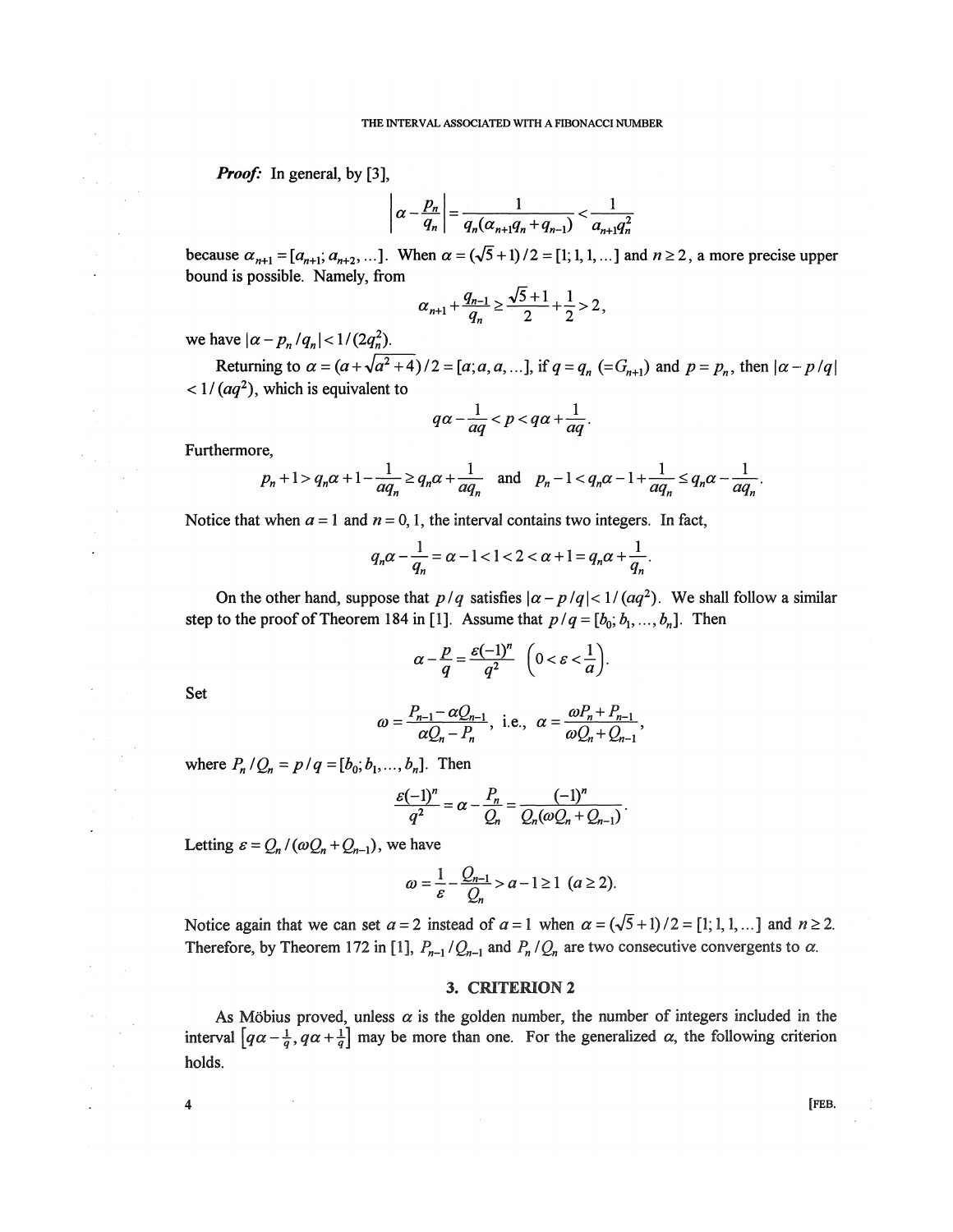***Proof:*** In general, by [3],

$$\left|\alpha - \frac{p_n}{q_n}\right| = \frac{1}{q_n(\alpha_{n+1}q_n + q_{n-1})} < \frac{1}{a_{n+1}q_n^2}$$

because $\alpha_{n+1} = [a_{n+1}; a_{n+2}, \ldots]$. When $\alpha = (\sqrt{5}+1)/2 = [1; 1, 1, \ldots]$ and $n \ge 2$, a more precise upper bound is possible. Namely, from

$$\alpha_{n+1} + \frac{q_{n-1}}{q_n} \ge \frac{\sqrt{5}+1}{2} + \frac{1}{2} > 2,$$

we have $|\alpha - p_n/q_n| < 1/(2q_n^2)$.

Returning to $\alpha = (a + \sqrt{a^2+4})/2 = [a; a, a, \ldots]$, if $q = q_n$ $(=G_{n+1})$ and $p = p_n$, then $|\alpha - p/q| < 1/(aq^2)$, which is equivalent to

$$q\alpha - \frac{1}{aq} < p < q\alpha + \frac{1}{aq}.$$

Furthermore,

$$p_n + 1 > q_n\alpha + 1 - \frac{1}{aq_n} \ge q_n\alpha + \frac{1}{aq_n} \quad \text{and} \quad p_n - 1 < q_n\alpha - 1 + \frac{1}{aq_n} \le q_n\alpha - \frac{1}{aq_n}.$$

Notice that when $a = 1$ and $n = 0, 1$, the interval contains two integers. In fact,

$$q_n\alpha - \frac{1}{q_n} = \alpha - 1 < 1 < 2 < \alpha + 1 = q_n\alpha + \frac{1}{q_n}.$$

On the other hand, suppose that $p/q$ satisfies $|\alpha - p/q| < 1/(aq^2)$. We shall follow a similar step to the proof of Theorem 184 in [1]. Assume that $p/q = [b_0; b_1, \ldots, b_n]$. Then

$$\alpha - \frac{p}{q} = \frac{\varepsilon(-1)^n}{q^2} \quad \left(0 < \varepsilon < \frac{1}{a}\right).$$

Set

$$\omega = \frac{P_{n-1} - \alpha Q_{n-1}}{\alpha Q_n - P_n}, \text{ i.e., } \alpha = \frac{\omega P_n + P_{n-1}}{\omega Q_n + Q_{n-1}},$$

where $P_n/Q_n = p/q = [b_0; b_1, \ldots, b_n]$. Then

$$\frac{\varepsilon(-1)^n}{q^2} = \alpha - \frac{P_n}{Q_n} = \frac{(-1)^n}{Q_n(\omega Q_n + Q_{n-1})}.$$

Letting $\varepsilon = Q_n/(\omega Q_n + Q_{n-1})$, we have

$$\omega = \frac{1}{\varepsilon} - \frac{Q_{n-1}}{Q_n} > a - 1 \ge 1 \ (a \ge 2).$$

Notice again that we can set $a = 2$ instead of $a = 1$ when $\alpha = (\sqrt{5}+1)/2 = [1; 1, 1, \ldots]$ and $n \ge 2$. Therefore, by Theorem 172 in [1], $P_{n-1}/Q_{n-1}$ and $P_n/Q_n$ are two consecutive convergents to $\alpha$.

## 3. CRITERION 2

As Möbius proved, unless $\alpha$ is the golden number, the number of integers included in the interval $\left[q\alpha - \frac{1}{q}, q\alpha + \frac{1}{q}\right]$ may be more than one. For the generalized $\alpha$, the following criterion holds.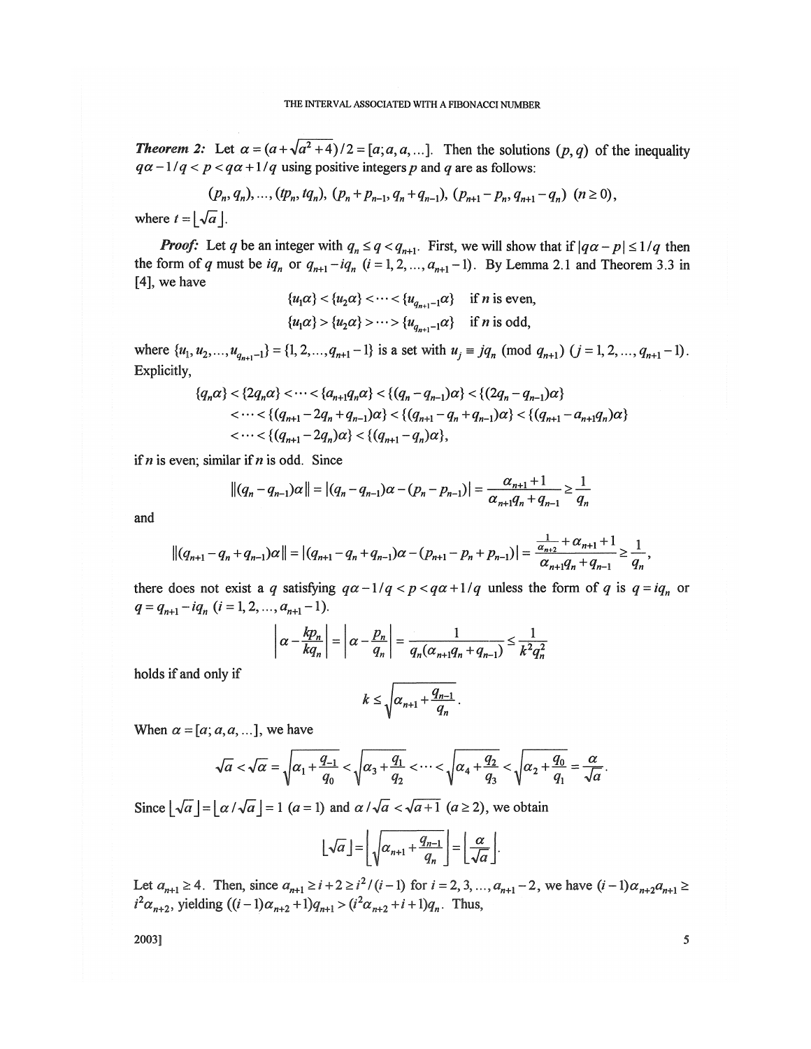***Theorem 2:*** Let $\alpha = (a+\sqrt{a^2+4})/2 = [a;a,a,\ldots]$. Then the solutions $(p,q)$ of the inequality $q\alpha - 1/q < p < q\alpha + 1/q$ using positive integers $p$ and $q$ are as follows:

$$(p_n, q_n), \ldots, (tp_n, tq_n),\ (p_n + p_{n-1}, q_n + q_{n-1}),\ (p_{n+1} - p_n, q_{n+1} - q_n)\ \ (n \geq 0),$$

where $t = \lfloor \sqrt{a} \rfloor$.

***Proof:*** Let $q$ be an integer with $q_n \leq q < q_{n+1}$. First, we will show that if $|q\alpha - p| \leq 1/q$ then the form of $q$ must be $iq_n$ or $q_{n+1} - iq_n$ $(i = 1, 2, \ldots, a_{n+1} - 1)$. By Lemma 2.1 and Theorem 3.3 in [4], we have

$$\{u_1\alpha\} < \{u_2\alpha\} < \cdots < \{u_{q_{n+1}-1}\alpha\} \quad \text{if } n \text{ is even},$$
$$\{u_1\alpha\} > \{u_2\alpha\} > \cdots > \{u_{q_{n+1}-1}\alpha\} \quad \text{if } n \text{ is odd},$$

where $\{u_1, u_2, \ldots, u_{q_{n+1}-1}\} = \{1, 2, \ldots, q_{n+1} - 1\}$ is a set with $u_j \equiv jq_n \pmod{q_{n+1}}$ $(j = 1, 2, \ldots, q_{n+1} - 1)$. Explicitly,

$$\begin{aligned}
&\{q_n\alpha\} < \{2q_n\alpha\} < \cdots < \{a_{n+1}q_n\alpha\} < \{(q_n - q_{n-1})\alpha\} < \{(2q_n - q_{n-1})\alpha\} \\
&< \cdots < \{(q_{n+1} - 2q_n + q_{n-1})\alpha\} < \{(q_{n+1} - q_n + q_{n-1})\alpha\} < \{(q_{n+1} - a_{n+1}q_n)\alpha\} \\
&< \cdots < \{(q_{n+1} - 2q_n)\alpha\} < \{(q_{n+1} - q_n)\alpha\},
\end{aligned}$$

if $n$ is even; similar if $n$ is odd. Since

$$\|(q_n - q_{n-1})\alpha\| = |(q_n - q_{n-1})\alpha - (p_n - p_{n-1})| = \frac{\alpha_{n+1}+1}{\alpha_{n+1}q_n + q_{n-1}} \geq \frac{1}{q_n}$$

and

$$\|(q_{n+1} - q_n + q_{n-1})\alpha\| = |(q_{n+1} - q_n + q_{n-1})\alpha - (p_{n+1} - p_n + p_{n-1})| = \frac{\frac{1}{\alpha_{n+2}} + \alpha_{n+1} + 1}{\alpha_{n+1}q_n + q_{n-1}} \geq \frac{1}{q_n},$$

there does not exist a $q$ satisfying $q\alpha - 1/q < p < q\alpha + 1/q$ unless the form of $q$ is $q = iq_n$ or $q = q_{n+1} - iq_n$ $(i = 1, 2, \ldots, a_{n+1} - 1)$.

$$\left|\alpha - \frac{kp_n}{kq_n}\right| = \left|\alpha - \frac{p_n}{q_n}\right| = \frac{1}{q_n(\alpha_{n+1}q_n + q_{n-1})} \leq \frac{1}{k^2q_n^2}$$

holds if and only if

$$k \leq \sqrt{\alpha_{n+1} + \frac{q_{n-1}}{q_n}}.$$

When $\alpha = [a;a,a,\ldots]$, we have

$$\sqrt{a} < \sqrt{\alpha} = \sqrt{\alpha_1 + \frac{q_{-1}}{q_0}} < \sqrt{\alpha_3 + \frac{q_1}{q_2}} < \cdots < \sqrt{\alpha_4 + \frac{q_2}{q_3}} < \sqrt{\alpha_2 + \frac{q_0}{q_1}} = \frac{\alpha}{\sqrt{a}}.$$

Since $\lfloor \sqrt{a} \rfloor = \lfloor \alpha/\sqrt{a} \rfloor = 1$ $(a = 1)$ and $\alpha/\sqrt{a} < \sqrt{a+1}$ $(a \geq 2)$, we obtain

$$\lfloor \sqrt{a} \rfloor = \left\lfloor \sqrt{\alpha_{n+1} + \frac{q_{n-1}}{q_n}} \right\rfloor = \left\lfloor \frac{\alpha}{\sqrt{a}} \right\rfloor.$$

Let $a_{n+1} \geq 4$. Then, since $a_{n+1} \geq i + 2 \geq i^2/(i-1)$ for $i = 2, 3, \ldots, a_{n+1} - 2$, we have $(i-1)\alpha_{n+2}a_{n+1} \geq i^2\alpha_{n+2}$, yielding $((i-1)\alpha_{n+2} + 1)q_{n+1} > (i^2\alpha_{n+2} + i + 1)q_n$. Thus,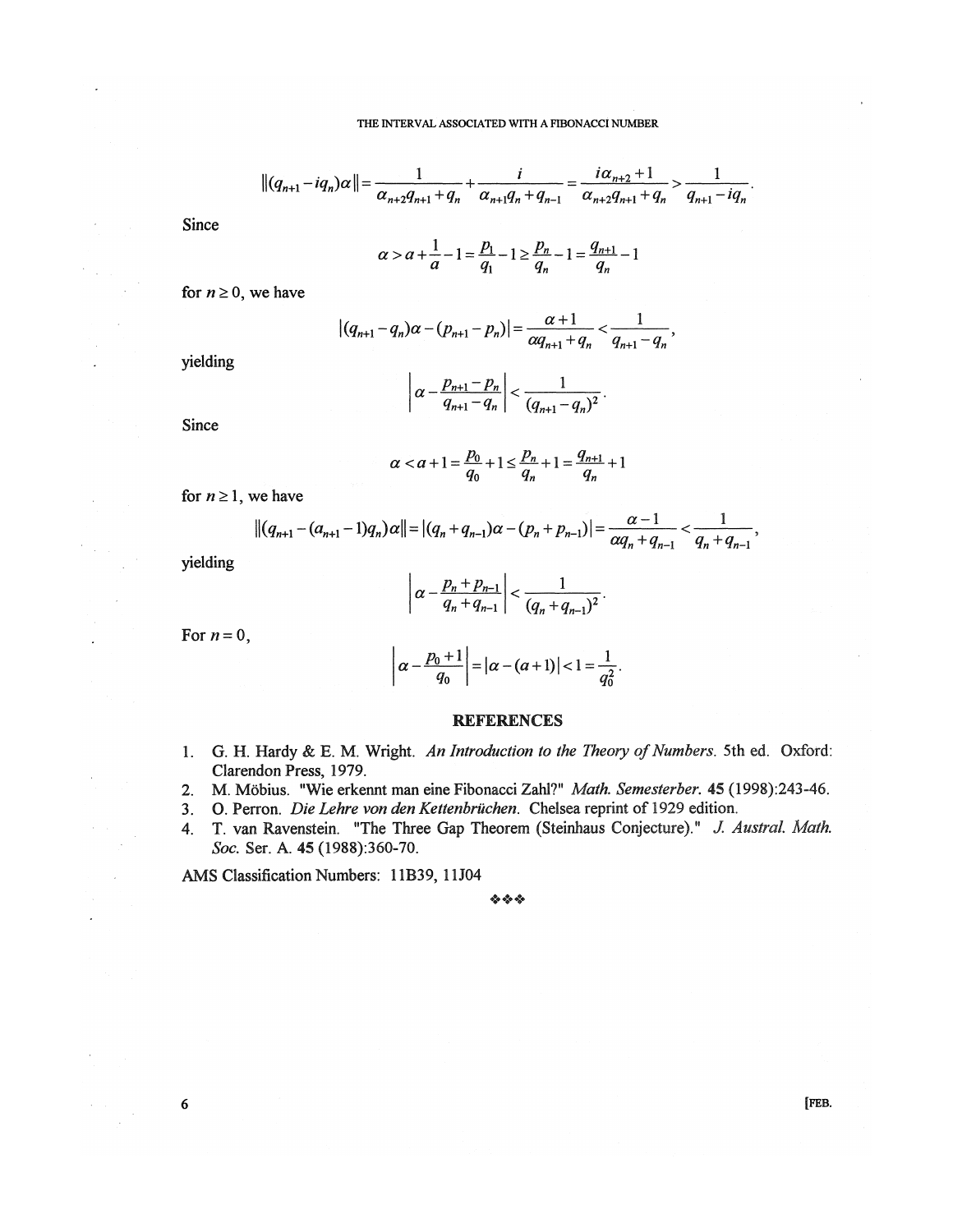$$\|(q_{n+1}-iq_n)\alpha\| = \frac{1}{\alpha_{n+2}q_{n+1}+q_n} + \frac{i}{\alpha_{n+1}q_n+q_{n-1}} = \frac{i\alpha_{n+2}+1}{\alpha_{n+2}q_{n+1}+q_n} > \frac{1}{q_{n+1}-iq_n}.$$

Since

$$\alpha > a + \frac{1}{a} - 1 = \frac{p_1}{q_1} - 1 \geq \frac{p_n}{q_n} - 1 = \frac{q_{n+1}}{q_n} - 1$$

for $n \geq 0$, we have

$$|(q_{n+1}-q_n)\alpha - (p_{n+1}-p_n)| = \frac{\alpha+1}{\alpha q_{n+1}+q_n} < \frac{1}{q_{n+1}-q_n},$$

yielding

$$\left|\alpha - \frac{p_{n+1}-p_n}{q_{n+1}-q_n}\right| < \frac{1}{(q_{n+1}-q_n)^2}.$$

Since

$$\alpha < a+1 = \frac{p_0}{q_0} + 1 \leq \frac{p_n}{q_n} + 1 = \frac{q_{n+1}}{q_n} + 1$$

for $n \geq 1$, we have

$$\|(q_{n+1}-(a_{n+1}-1)q_n)\alpha\| = |(q_n+q_{n-1})\alpha - (p_n+p_{n-1})| = \frac{\alpha-1}{\alpha q_n+q_{n-1}} < \frac{1}{q_n+q_{n-1}},$$

yielding

$$\left|\alpha - \frac{p_n+p_{n-1}}{q_n+q_{n-1}}\right| < \frac{1}{(q_n+q_{n-1})^2}.$$

For $n = 0$,

$$\left|\alpha - \frac{p_0+1}{q_0}\right| = |\alpha-(a+1)| < 1 = \frac{1}{q_0^2}.$$

## REFERENCES

1. G. H. Hardy & E. M. Wright. *An Introduction to the Theory of Numbers*. 5th ed. Oxford: Clarendon Press, 1979.
2. M. Möbius. "Wie erkennt man eine Fibonacci Zahl?" *Math. Semesterber.* **45** (1998):243-46.
3. O. Perron. *Die Lehre von den Kettenbrüchen*. Chelsea reprint of 1929 edition.
4. T. van Ravenstein. "The Three Gap Theorem (Steinhaus Conjecture)." *J. Austral. Math. Soc.* Ser. A. **45** (1988):360-70.

AMS Classification Numbers: 11B39, 11J04

❖❖❖